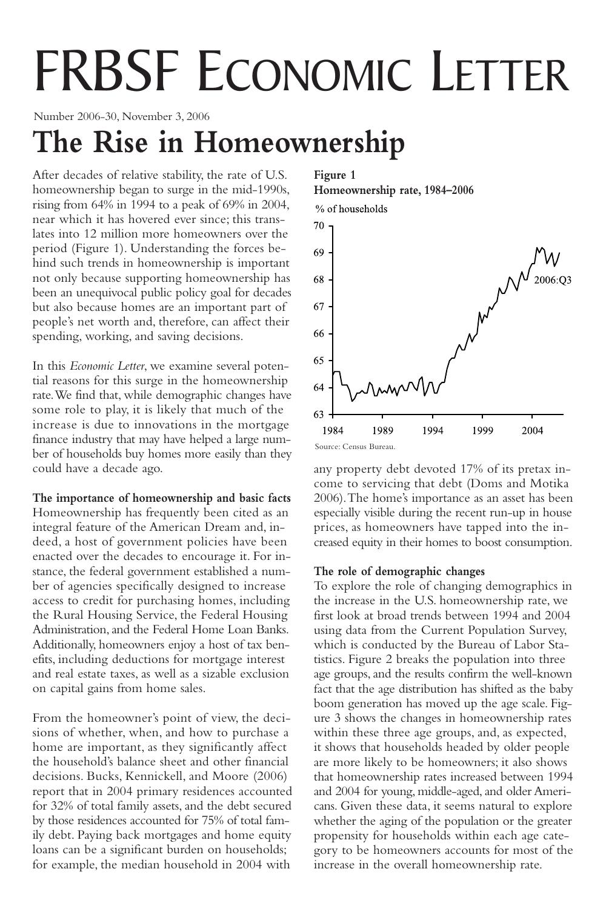# FRBSF Economic Letter

Number 2006-30, November 3, 2006

# The Rise in Homeownership

After decades of relative stability, the rate of U.S. homeownership began to surge in the mid-1990s, rising from 64% in 1994 to a peak of 69% in 2004, near which it has hovered ever since; this translates into 12 million more homeowners over the period (Figure 1). Understanding the forces behind such trends in homeownership is important not only because supporting homeownership has been an unequivocal public policy goal for decades but also because homes are an important part of people's net worth and, therefore, can affect their spending, working, and saving decisions.

In this *Economic Letter*, we examine several potential reasons for this surge in the homeownership rate. We find that, while demographic changes have some role to play, it is likely that much of the increase is due to innovations in the mortgage finance industry that may have helped a large number of households buy homes more easily than they could have a decade ago.

**Figure 1**
**Homeownership rate, 1984–2006**

Source: Census Bureau.

**The importance of homeownership and basic facts**

Homeownership has frequently been cited as an integral feature of the American Dream and, indeed, a host of government policies have been enacted over the decades to encourage it. For instance, the federal government established a number of agencies specifically designed to increase access to credit for purchasing homes, including the Rural Housing Service, the Federal Housing Administration, and the Federal Home Loan Banks. Additionally, homeowners enjoy a host of tax benefits, including deductions for mortgage interest and real estate taxes, as well as a sizable exclusion on capital gains from home sales.

From the homeowner's point of view, the decisions of whether, when, and how to purchase a home are important, as they significantly affect the household's balance sheet and other financial decisions. Bucks, Kennickell, and Moore (2006) report that in 2004 primary residences accounted for 32% of total family assets, and the debt secured by those residences accounted for 75% of total family debt. Paying back mortgages and home equity loans can be a significant burden on households; for example, the median household in 2004 with any property debt devoted 17% of its pretax income to servicing that debt (Doms and Motika 2006). The home's importance as an asset has been especially visible during the recent run-up in house prices, as homeowners have tapped into the increased equity in their homes to boost consumption.

**The role of demographic changes**

To explore the role of changing demographics in the increase in the U.S. homeownership rate, we first look at broad trends between 1994 and 2004 using data from the Current Population Survey, which is conducted by the Bureau of Labor Statistics. Figure 2 breaks the population into three age groups, and the results confirm the well-known fact that the age distribution has shifted as the baby boom generation has moved up the age scale. Figure 3 shows the changes in homeownership rates within these three age groups, and, as expected, it shows that households headed by older people are more likely to be homeowners; it also shows that homeownership rates increased between 1994 and 2004 for young, middle-aged, and older Americans. Given these data, it seems natural to explore whether the aging of the population or the greater propensity for households within each age category to be homeowners accounts for most of the increase in the overall homeownership rate.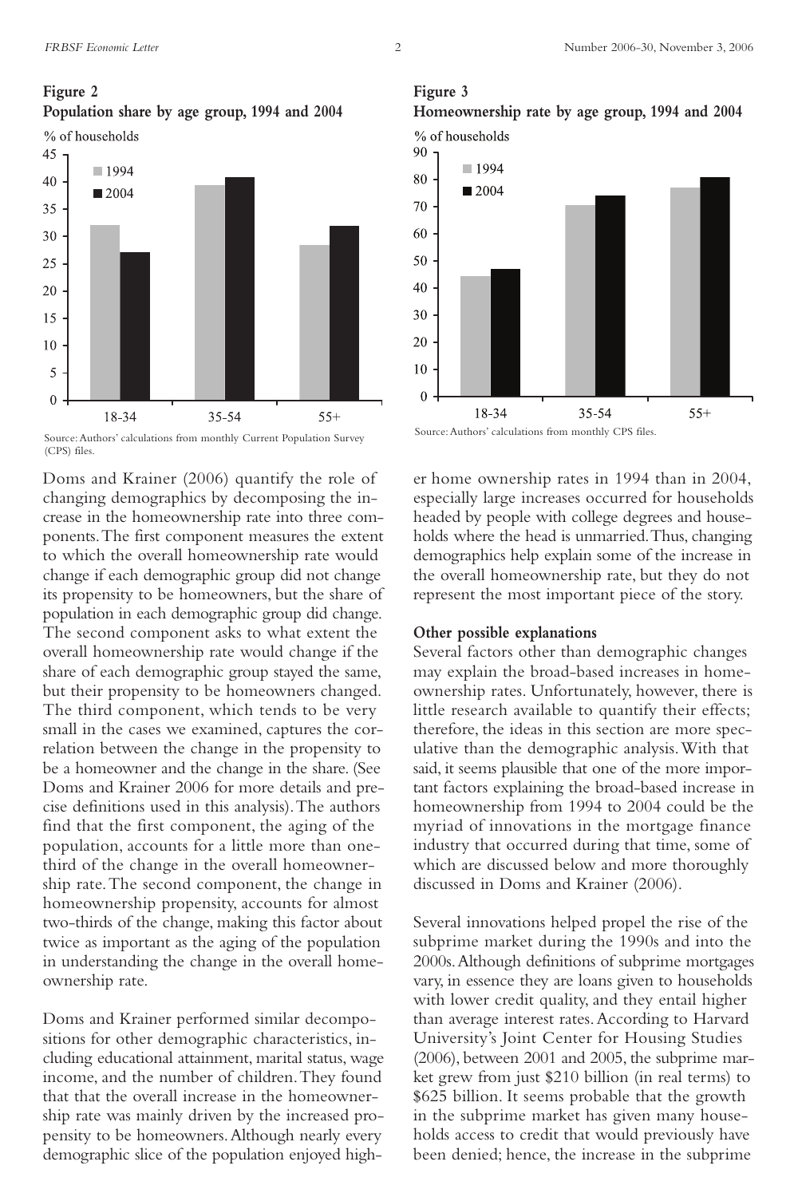**Figure 2**
**Population share by age group, 1994 and 2004**

Source: Authors' calculations from monthly Current Population Survey (CPS) files.

**Figure 3**
**Homeownership rate by age group, 1994 and 2004**

Source: Authors' calculations from monthly CPS files.

Doms and Krainer (2006) quantify the role of changing demographics by decomposing the increase in the homeownership rate into three components. The first component measures the extent to which the overall homeownership rate would change if each demographic group did not change its propensity to be homeowners, but the share of population in each demographic group did change. The second component asks to what extent the overall homeownership rate would change if the share of each demographic group stayed the same, but their propensity to be homeowners changed. The third component, which tends to be very small in the cases we examined, captures the correlation between the change in the propensity to be a homeowner and the change in the share. (See Doms and Krainer 2006 for more details and precise definitions used in this analysis). The authors find that the first component, the aging of the population, accounts for a little more than one-third of the change in the overall homeownership rate. The second component, the change in homeownership propensity, accounts for almost two-thirds of the change, making this factor about twice as important as the aging of the population in understanding the change in the overall homeownership rate.

Doms and Krainer performed similar decompositions for other demographic characteristics, including educational attainment, marital status, wage income, and the number of children. They found that that the overall increase in the homeownership rate was mainly driven by the increased propensity to be homeowners. Although nearly every demographic slice of the population enjoyed higher home ownership rates in 1994 than in 2004, especially large increases occurred for households headed by people with college degrees and households where the head is unmarried. Thus, changing demographics help explain some of the increase in the overall homeownership rate, but they do not represent the most important piece of the story.

**Other possible explanations**

Several factors other than demographic changes may explain the broad-based increases in homeownership rates. Unfortunately, however, there is little research available to quantify their effects; therefore, the ideas in this section are more speculative than the demographic analysis. With that said, it seems plausible that one of the more important factors explaining the broad-based increase in homeownership from 1994 to 2004 could be the myriad of innovations in the mortgage finance industry that occurred during that time, some of which are discussed below and more thoroughly discussed in Doms and Krainer (2006).

Several innovations helped propel the rise of the subprime market during the 1990s and into the 2000s. Although definitions of subprime mortgages vary, in essence they are loans given to households with lower credit quality, and they entail higher than average interest rates. According to Harvard University's Joint Center for Housing Studies (2006), between 2001 and 2005, the subprime market grew from just $210 billion (in real terms) to $625 billion. It seems probable that the growth in the subprime market has given many households access to credit that would previously have been denied; hence, the increase in the subprime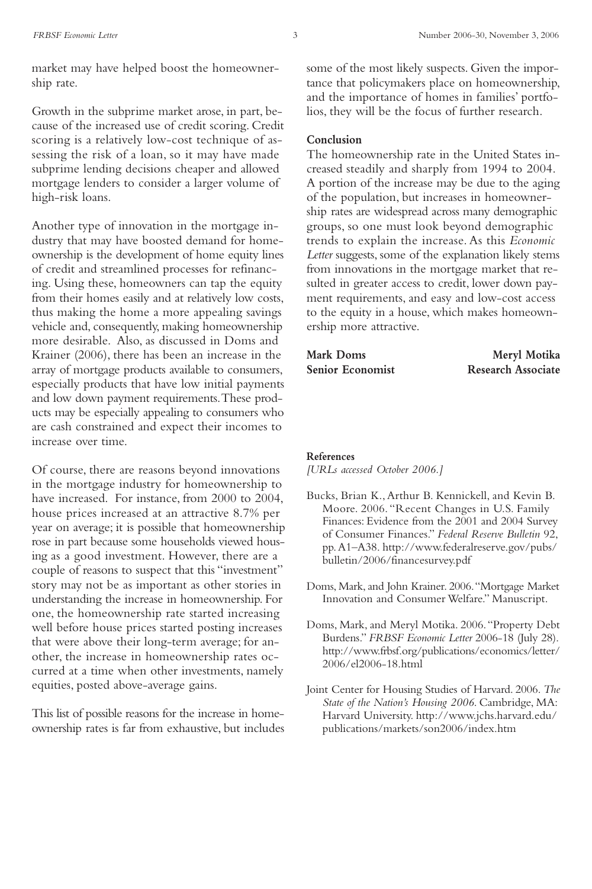market may have helped boost the homeownership rate.

Growth in the subprime market arose, in part, because of the increased use of credit scoring. Credit scoring is a relatively low-cost technique of assessing the risk of a loan, so it may have made subprime lending decisions cheaper and allowed mortgage lenders to consider a larger volume of high-risk loans.

Another type of innovation in the mortgage industry that may have boosted demand for homeownership is the development of home equity lines of credit and streamlined processes for refinancing. Using these, homeowners can tap the equity from their homes easily and at relatively low costs, thus making the home a more appealing savings vehicle and, consequently, making homeownership more desirable. Also, as discussed in Doms and Krainer (2006), there has been an increase in the array of mortgage products available to consumers, especially products that have low initial payments and low down payment requirements. These products may be especially appealing to consumers who are cash constrained and expect their incomes to increase over time.

Of course, there are reasons beyond innovations in the mortgage industry for homeownership to have increased. For instance, from 2000 to 2004, house prices increased at an attractive 8.7% per year on average; it is possible that homeownership rose in part because some households viewed housing as a good investment. However, there are a couple of reasons to suspect that this "investment" story may not be as important as other stories in understanding the increase in homeownership. For one, the homeownership rate started increasing well before house prices started posting increases that were above their long-term average; for another, the increase in homeownership rates occurred at a time when other investments, namely equities, posted above-average gains.

This list of possible reasons for the increase in homeownership rates is far from exhaustive, but includes some of the most likely suspects. Given the importance that policymakers place on homeownership, and the importance of homes in families' portfolios, they will be the focus of further research.

## Conclusion

The homeownership rate in the United States increased steadily and sharply from 1994 to 2004. A portion of the increase may be due to the aging of the population, but increases in homeownership rates are widespread across many demographic groups, so one must look beyond demographic trends to explain the increase. As this *Economic Letter* suggests, some of the explanation likely stems from innovations in the mortgage market that resulted in greater access to credit, lower down payment requirements, and easy and low-cost access to the equity in a house, which makes homeownership more attractive.

**Mark Doms**
**Senior Economist**

**Meryl Motika**
**Research Associate**

## References

*[URLs accessed October 2006.]*

Bucks, Brian K., Arthur B. Kennickell, and Kevin B. Moore. 2006. "Recent Changes in U.S. Family Finances: Evidence from the 2001 and 2004 Survey of Consumer Finances." *Federal Reserve Bulletin* 92, pp. A1–A38. http://www.federalreserve.gov/pubs/bulletin/2006/financesurvey.pdf

Doms, Mark, and John Krainer. 2006. "Mortgage Market Innovation and Consumer Welfare." Manuscript.

Doms, Mark, and Meryl Motika. 2006. "Property Debt Burdens." *FRBSF Economic Letter* 2006-18 (July 28). http://www.frbsf.org/publications/economics/letter/2006/el2006-18.html

Joint Center for Housing Studies of Harvard. 2006. *The State of the Nation's Housing 2006*. Cambridge, MA: Harvard University. http://www.jchs.harvard.edu/publications/markets/son2006/index.htm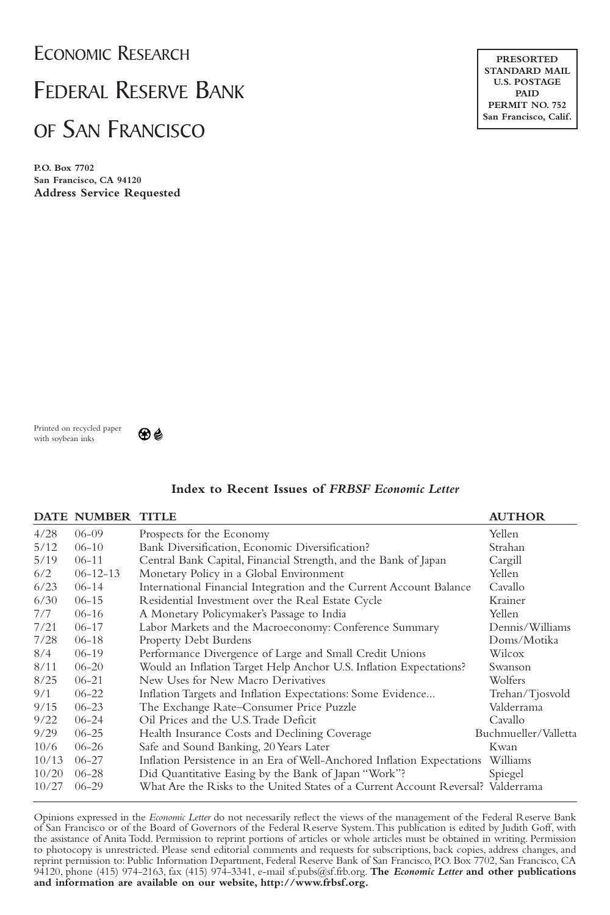# Economic Research

# Federal Reserve Bank of San Francisco

**P.O. Box 7702**
**San Francisco, CA 94120**
**Address Service Requested**

**PRESORTED STANDARD MAIL U.S. POSTAGE PAID PERMIT NO. 752 San Francisco, Calif.**

Printed on recycled paper with soybean inks

### Index to Recent Issues of *FRBSF Economic Letter*

| DATE | NUMBER | TITLE | AUTHOR |
|---|---|---|---|
| 4/28 | 06-09 | Prospects for the Economy | Yellen |
| 5/12 | 06-10 | Bank Diversification, Economic Diversification? | Strahan |
| 5/19 | 06-11 | Central Bank Capital, Financial Strength, and the Bank of Japan | Cargill |
| 6/2 | 06-12-13 | Monetary Policy in a Global Environment | Yellen |
| 6/23 | 06-14 | International Financial Integration and the Current Account Balance | Cavallo |
| 6/30 | 06-15 | Residential Investment over the Real Estate Cycle | Krainer |
| 7/7 | 06-16 | A Monetary Policymaker's Passage to India | Yellen |
| 7/21 | 06-17 | Labor Markets and the Macroeconomy: Conference Summary | Dennis/Williams |
| 7/28 | 06-18 | Property Debt Burdens | Doms/Motika |
| 8/4 | 06-19 | Performance Divergence of Large and Small Credit Unions | Wilcox |
| 8/11 | 06-20 | Would an Inflation Target Help Anchor U.S. Inflation Expectations? | Swanson |
| 8/25 | 06-21 | New Uses for New Macro Derivatives | Wolfers |
| 9/1 | 06-22 | Inflation Targets and Inflation Expectations: Some Evidence... | Trehan/Tjosvold |
| 9/15 | 06-23 | The Exchange Rate–Consumer Price Puzzle | Valderrama |
| 9/22 | 06-24 | Oil Prices and the U.S. Trade Deficit | Cavallo |
| 9/29 | 06-25 | Health Insurance Costs and Declining Coverage | Buchmueller/Valletta |
| 10/6 | 06-26 | Safe and Sound Banking, 20 Years Later | Kwan |
| 10/13 | 06-27 | Inflation Persistence in an Era of Well-Anchored Inflation Expectations | Williams |
| 10/20 | 06-28 | Did Quantitative Easing by the Bank of Japan "Work"? | Spiegel |
| 10/27 | 06-29 | What Are the Risks to the United States of a Current Account Reversal? | Valderrama |

Opinions expressed in the *Economic Letter* do not necessarily reflect the views of the management of the Federal Reserve Bank of San Francisco or of the Board of Governors of the Federal Reserve System. This publication is edited by Judith Goff, with the assistance of Anita Todd. Permission to reprint portions of articles or whole articles must be obtained in writing. Permission to photocopy is unrestricted. Please send editorial comments and requests for subscriptions, back copies, address changes, and reprint permission to: Public Information Department, Federal Reserve Bank of San Francisco, P.O. Box 7702, San Francisco, CA 94120, phone (415) 974-2163, fax (415) 974-3341, e-mail sf.pubs@sf.frb.org. **The *Economic Letter* and other publications and information are available on our website, http://www.frbsf.org.**